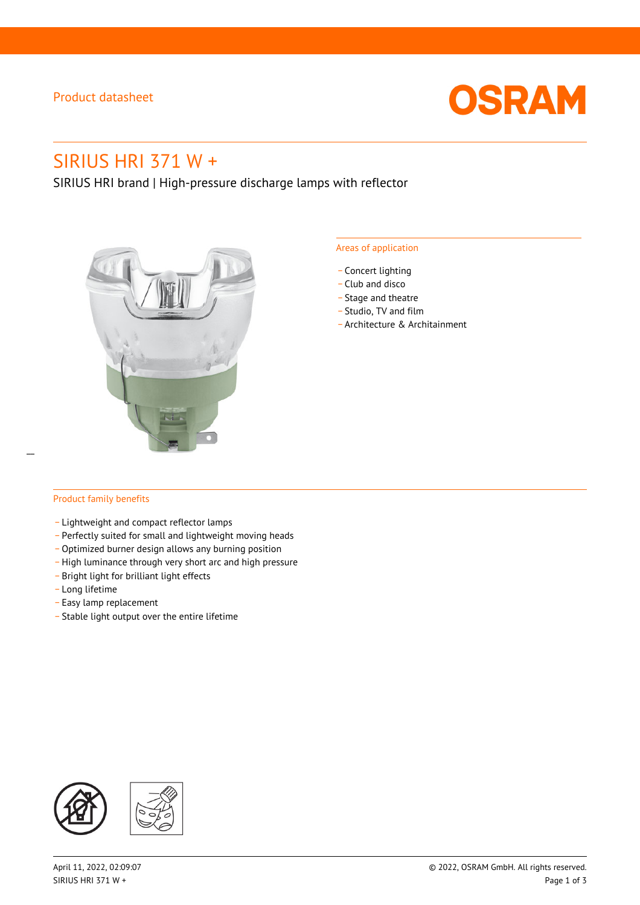Product datasheet

OSRAM

# SIRIUS HRI 371 W +

SIRIUS HRI brand | High-pressure discharge lamps with reflector

## Areas of application

- Concert lighting
- Club and disco
- Stage and theatre
- Studio, TV and film
- Architecture & Architainment

## Product family benefits

- Lightweight and compact reflector lamps
- Perfectly suited for small and lightweight moving heads
- Optimized burner design allows any burning position
- High luminance through very short arc and high pressure
- Bright light for brilliant light effects
- Long lifetime
- Easy lamp replacement
- Stable light output over the entire lifetime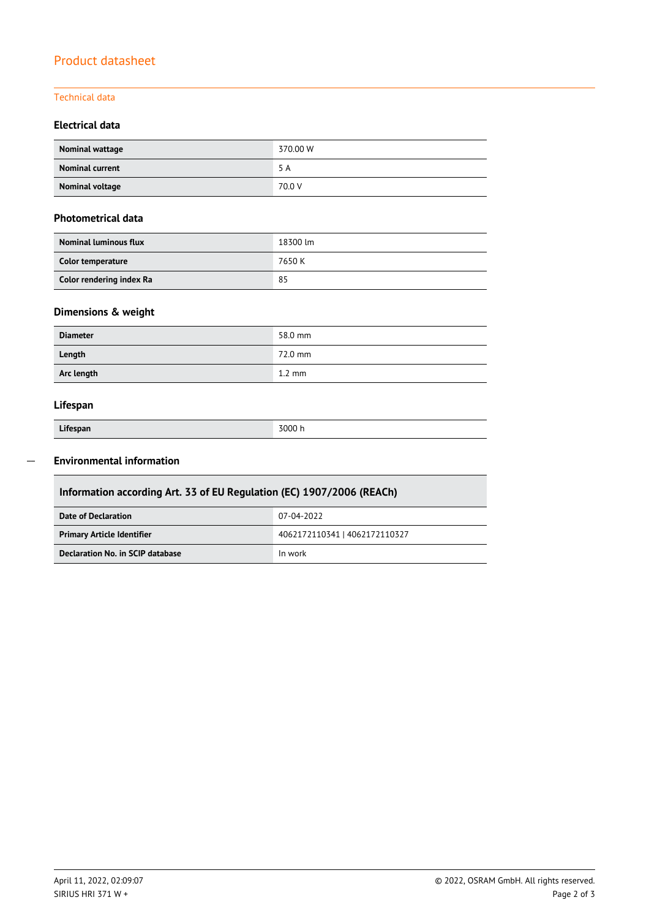# Product datasheet

## Technical data

### Electrical data

| | |
|---|---|
| **Nominal wattage** | 370.00 W |
| **Nominal current** | 5 A |
| **Nominal voltage** | 70.0 V |

### Photometrical data

| | |
|---|---|
| **Nominal luminous flux** | 18300 lm |
| **Color temperature** | 7650 K |
| **Color rendering index Ra** | 85 |

### Dimensions & weight

| | |
|---|---|
| **Diameter** | 58.0 mm |
| **Length** | 72.0 mm |
| **Arc length** | 1.2 mm |

### Lifespan

| | |
|---|---|
| **Lifespan** | 3000 h |

### Environmental information

| Information according Art. 33 of EU Regulation (EC) 1907/2006 (REACh) | |
|---|---|
| **Date of Declaration** | 07-04-2022 |
| **Primary Article Identifier** | 4062172110341 \| 4062172110327 |
| **Declaration No. in SCIP database** | In work |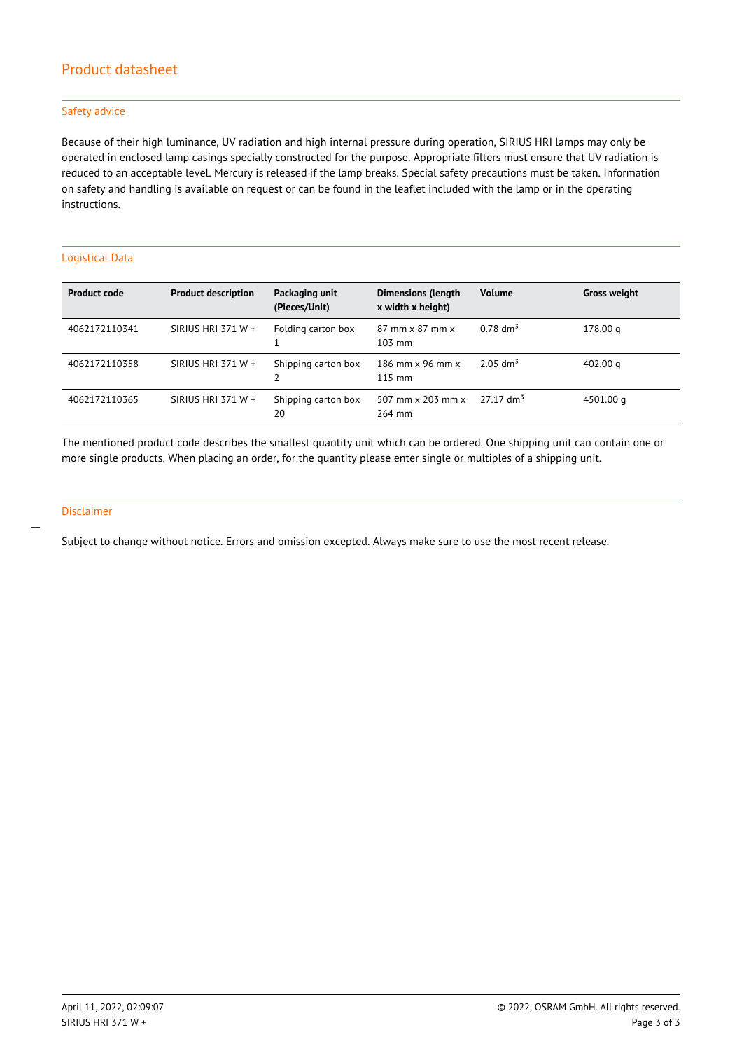# Product datasheet

## Safety advice

Because of their high luminance, UV radiation and high internal pressure during operation, SIRIUS HRI lamps may only be operated in enclosed lamp casings specially constructed for the purpose. Appropriate filters must ensure that UV radiation is reduced to an acceptable level. Mercury is released if the lamp breaks. Special safety precautions must be taken. Information on safety and handling is available on request or can be found in the leaflet included with the lamp or in the operating instructions.

## Logistical Data

| Product code | Product description | Packaging unit (Pieces/Unit) | Dimensions (length x width x height) | Volume | Gross weight |
|---|---|---|---|---|---|
| 4062172110341 | SIRIUS HRI 371 W + | Folding carton box 1 | 87 mm x 87 mm x 103 mm | 0.78 $dm^3$ | 178.00 g |
| 4062172110358 | SIRIUS HRI 371 W + | Shipping carton box 2 | 186 mm x 96 mm x 115 mm | 2.05 $dm^3$ | 402.00 g |
| 4062172110365 | SIRIUS HRI 371 W + | Shipping carton box 20 | 507 mm x 203 mm x 264 mm | 27.17 $dm^3$ | 4501.00 g |

The mentioned product code describes the smallest quantity unit which can be ordered. One shipping unit can contain one or more single products. When placing an order, for the quantity please enter single or multiples of a shipping unit.

## Disclaimer

Subject to change without notice. Errors and omission excepted. Always make sure to use the most recent release.